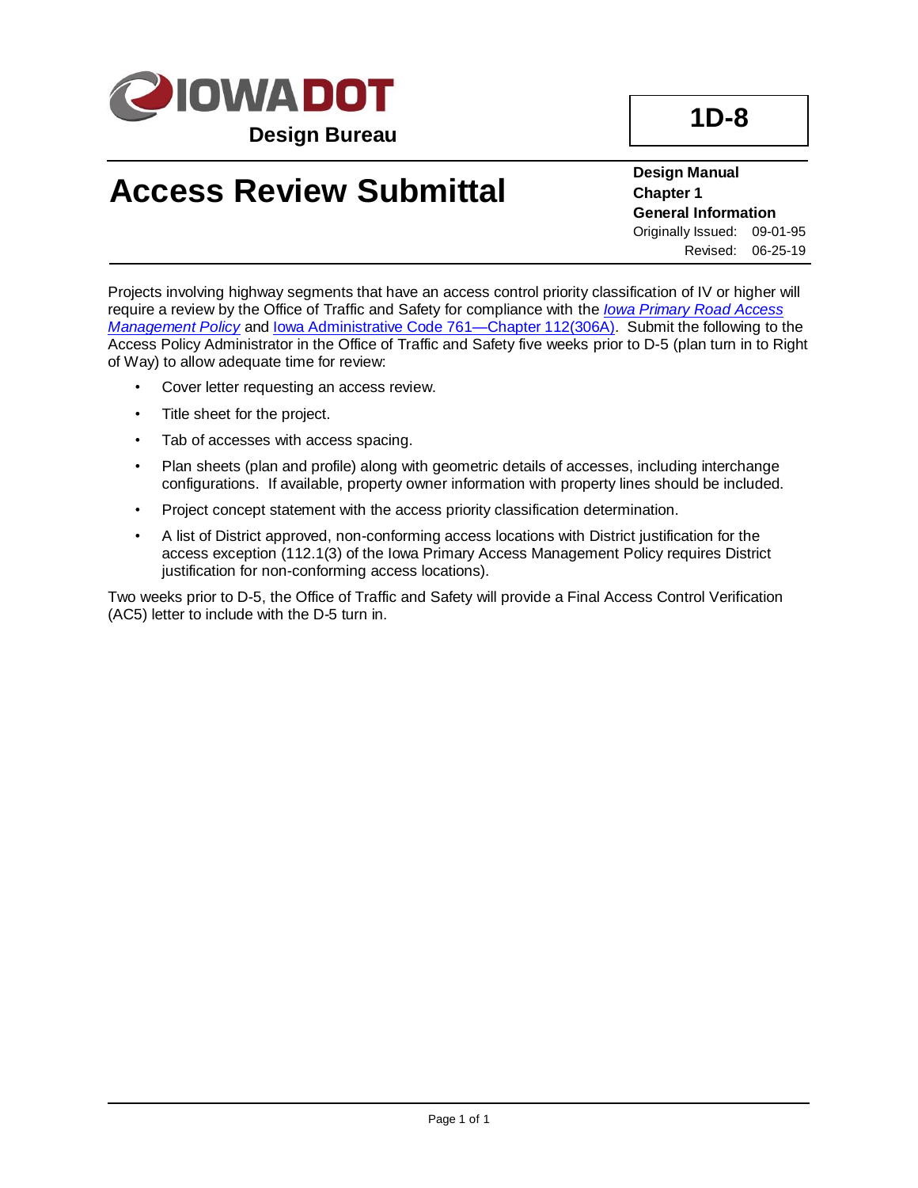IOWA DOT

Design Bureau

**1D-8**

# Access Review Submittal

**Design Manual**
**Chapter 1**
**General Information**
Originally Issued: 09-01-95
Revised: 06-25-19

Projects involving highway segments that have an access control priority classification of IV or higher will require a review by the Office of Traffic and Safety for compliance with the *Iowa Primary Road Access Management Policy* and Iowa Administrative Code 761—Chapter 112(306A). Submit the following to the Access Policy Administrator in the Office of Traffic and Safety five weeks prior to D-5 (plan turn in to Right of Way) to allow adequate time for review:

- Cover letter requesting an access review.
- Title sheet for the project.
- Tab of accesses with access spacing.
- Plan sheets (plan and profile) along with geometric details of accesses, including interchange configurations. If available, property owner information with property lines should be included.
- Project concept statement with the access priority classification determination.
- A list of District approved, non-conforming access locations with District justification for the access exception (112.1(3) of the Iowa Primary Access Management Policy requires District justification for non-conforming access locations).

Two weeks prior to D-5, the Office of Traffic and Safety will provide a Final Access Control Verification (AC5) letter to include with the D-5 turn in.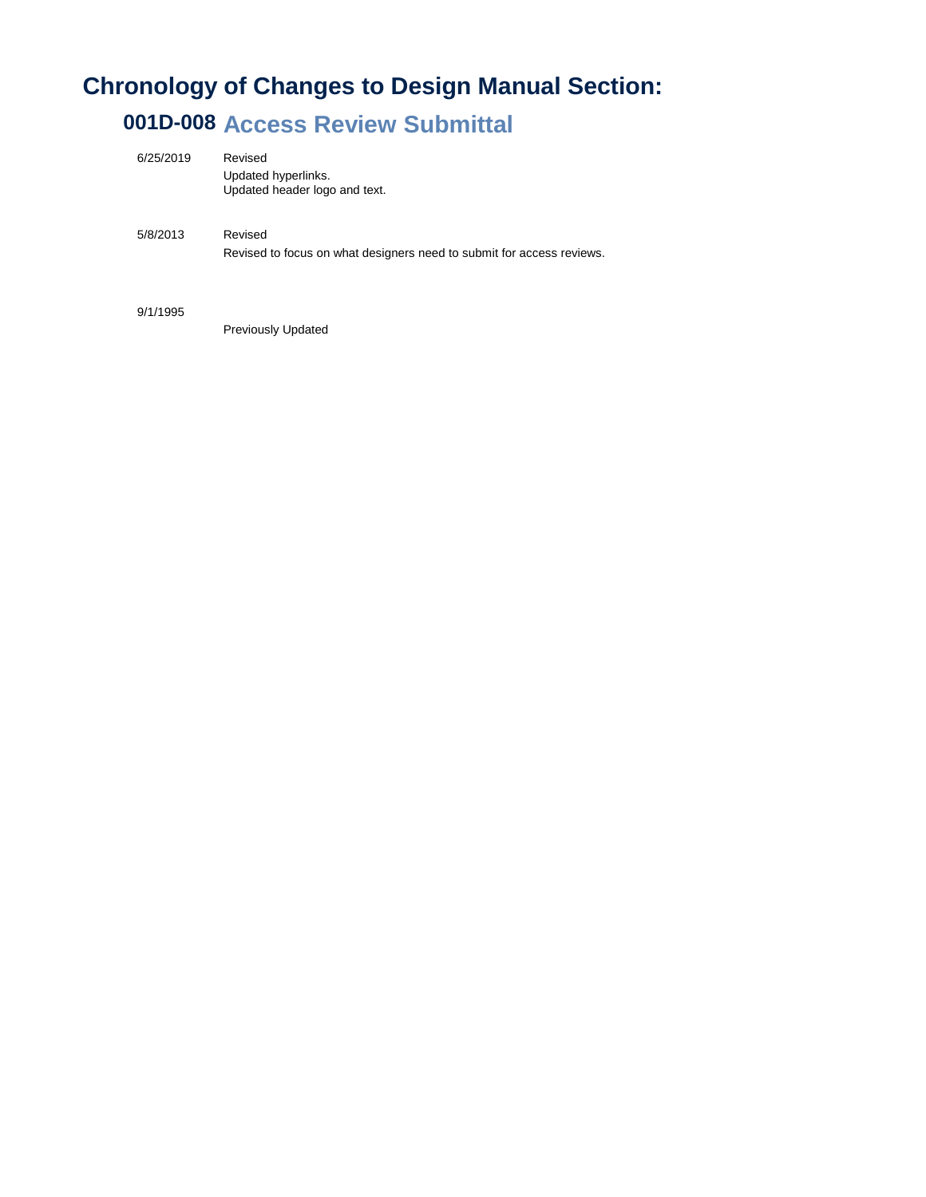# Chronology of Changes to Design Manual Section:

## 001D-008 Access Review Submittal

| | |
|---|---|
| 6/25/2019 | Revised<br>Updated hyperlinks.<br>Updated header logo and text. |
| 5/8/2013 | Revised<br>Revised to focus on what designers need to submit for access reviews. |
| 9/1/1995 | Previously Updated |